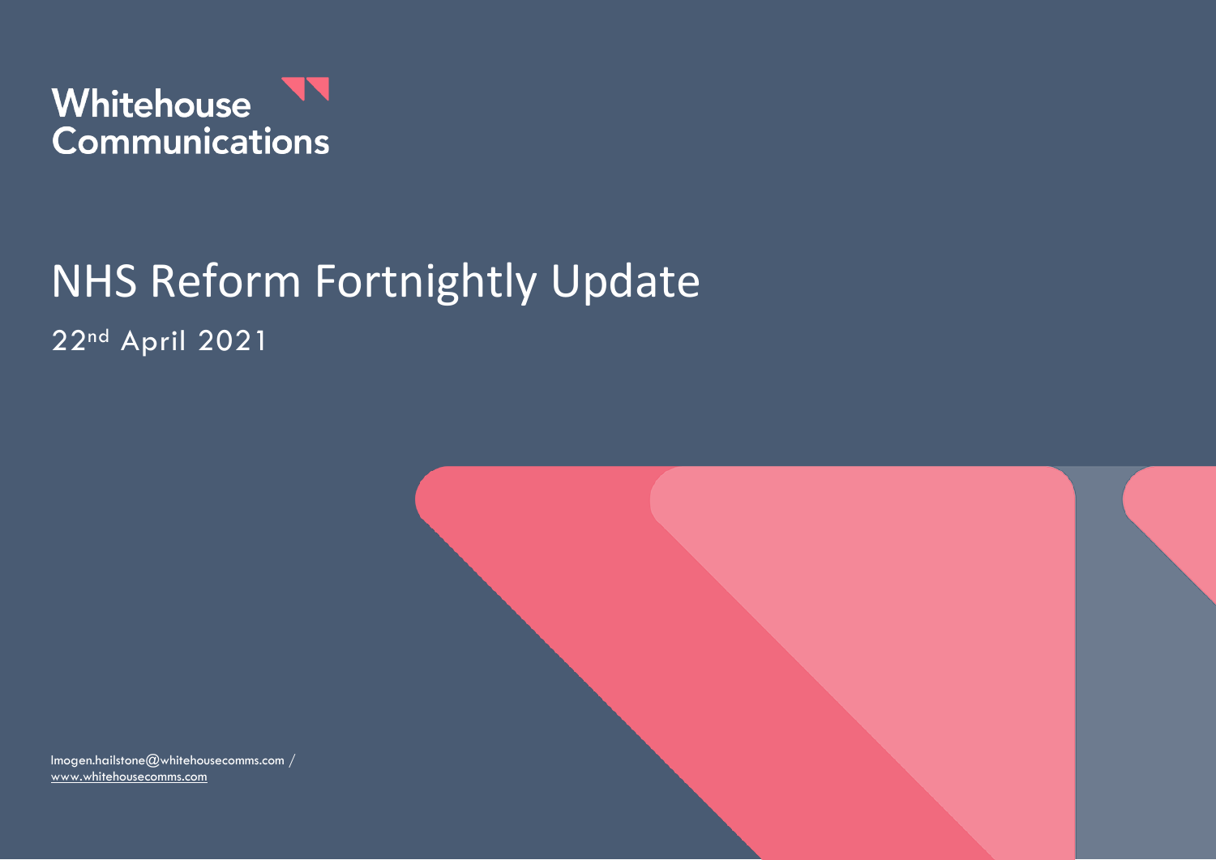Whitehouse Communications

# NHS Reform Fortnightly Update

22nd April 2021

Imogen.hailstone@whitehousecomms.com / www.whitehousecomms.com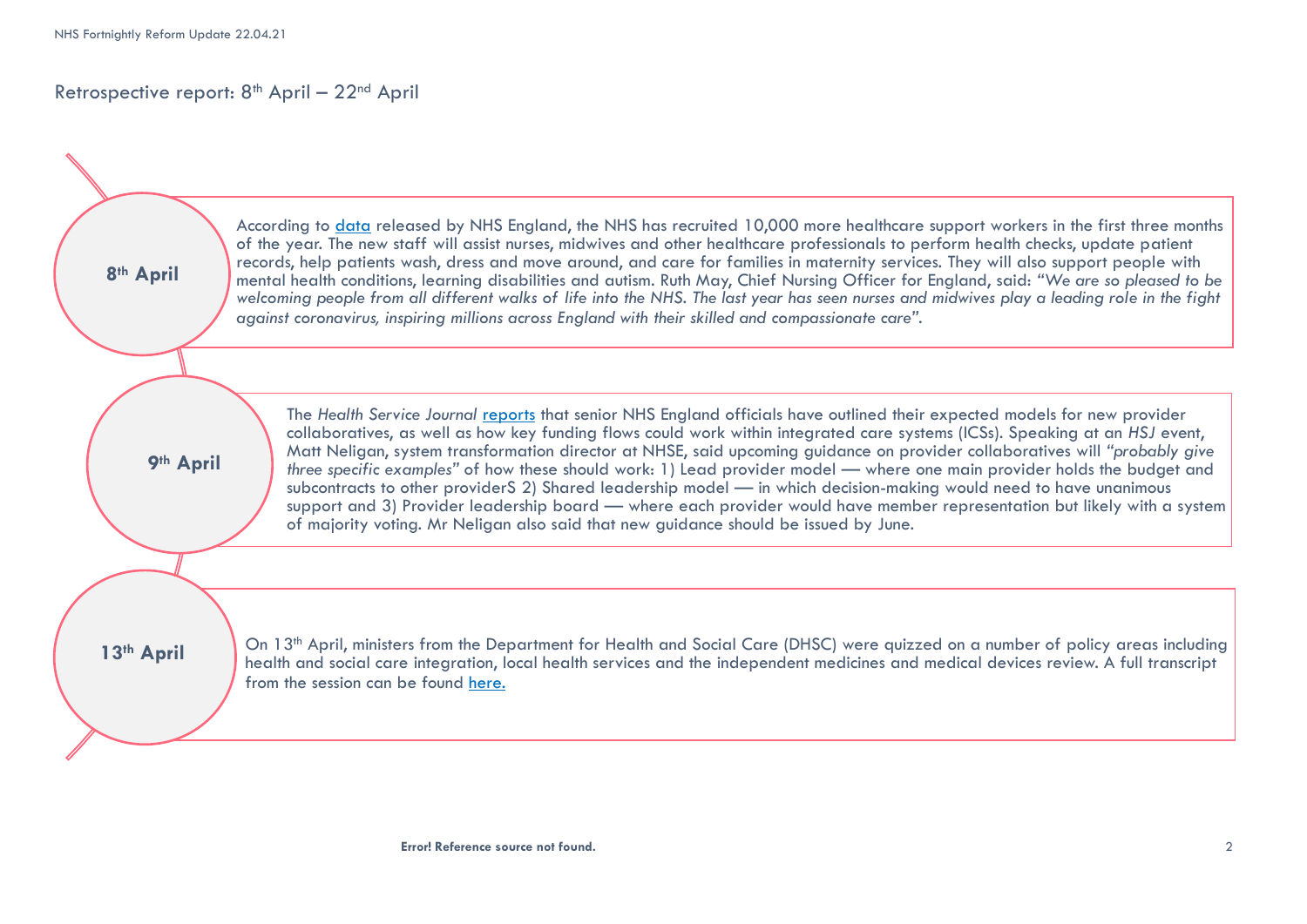## Retrospective report: 8th April – 22nd April

**8th April**

According to [data](data) released by NHS England, the NHS has recruited 10,000 more healthcare support workers in the first three months of the year. The new staff will assist nurses, midwives and other healthcare professionals to perform health checks, update patient records, help patients wash, dress and move around, and care for families in maternity services. They will also support people with mental health conditions, learning disabilities and autism. Ruth May, Chief Nursing Officer for England, said: *"We are so pleased to be welcoming people from all different walks of life into the NHS. The last year has seen nurses and midwives play a leading role in the fight against coronavirus, inspiring millions across England with their skilled and compassionate care".*

**9th April**

The *Health Service Journal* [reports](reports) that senior NHS England officials have outlined their expected models for new provider collaboratives, as well as how key funding flows could work within integrated care systems (ICSs). Speaking at an *HSJ* event, Matt Neligan, system transformation director at NHSE, said upcoming guidance on provider collaboratives will *"probably give three specific examples"* of how these should work: 1) Lead provider model — where one main provider holds the budget and subcontracts to other providerS 2) Shared leadership model — in which decision-making would need to have unanimous support and 3) Provider leadership board — where each provider would have member representation but likely with a system of majority voting. Mr Neligan also said that new guidance should be issued by June.

**13th April**

On 13th April, ministers from the Department for Health and Social Care (DHSC) were quizzed on a number of policy areas including health and social care integration, local health services and the independent medicines and medical devices review. A full transcript from the session can be found [here.](here)

**Error! Reference source not found.**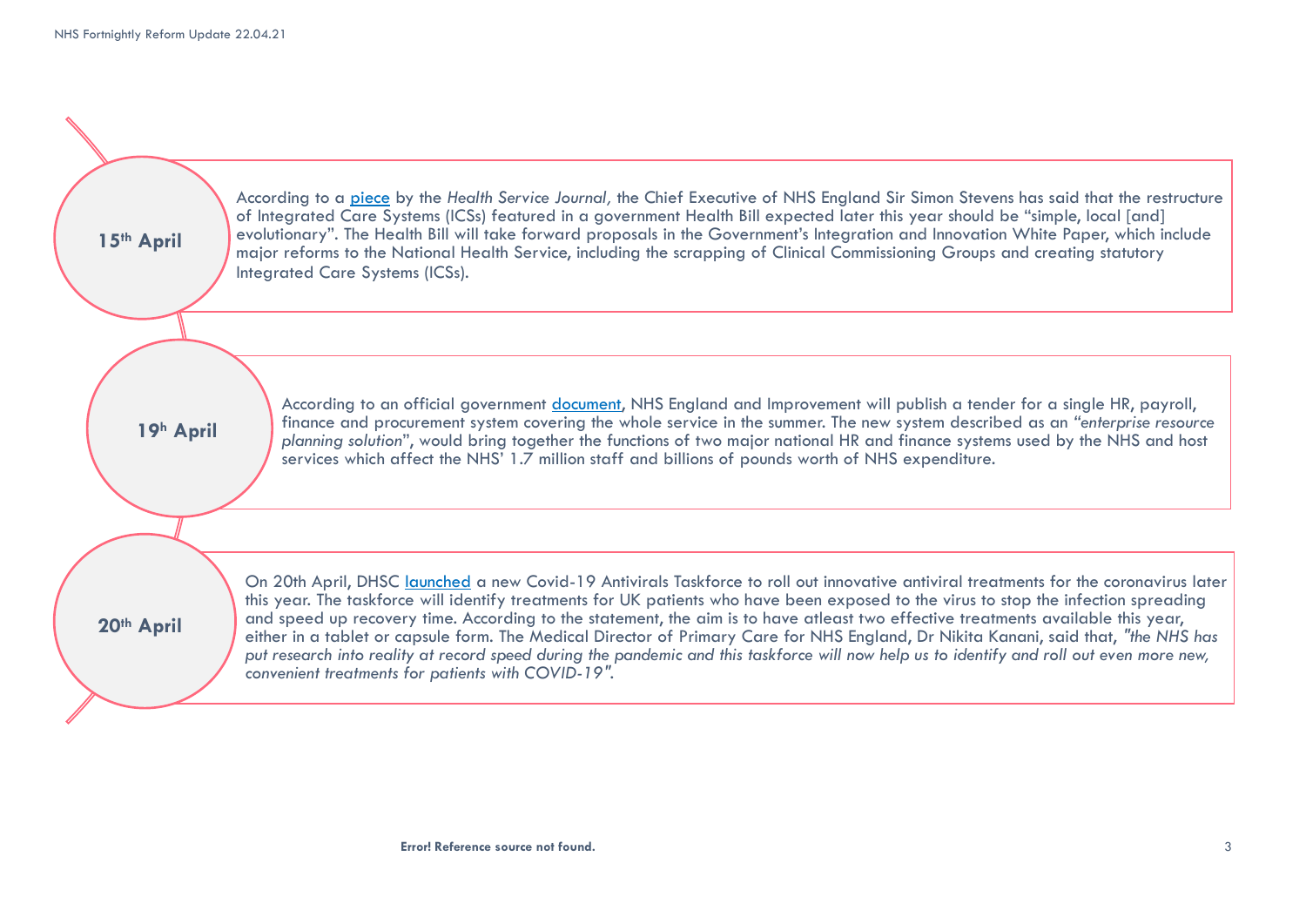**15th April**

According to a piece by the *Health Service Journal,* the Chief Executive of NHS England Sir Simon Stevens has said that the restructure of Integrated Care Systems (ICSs) featured in a government Health Bill expected later this year should be "simple, local [and] evolutionary". The Health Bill will take forward proposals in the Government's Integration and Innovation White Paper, which include major reforms to the National Health Service, including the scrapping of Clinical Commissioning Groups and creating statutory Integrated Care Systems (ICSs).

**19h April**

According to an official government document, NHS England and Improvement will publish a tender for a single HR, payroll, finance and procurement system covering the whole service in the summer. The new system described as an "*enterprise resource planning solution*", would bring together the functions of two major national HR and finance systems used by the NHS and host services which affect the NHS' 1.7 million staff and billions of pounds worth of NHS expenditure.

**20th April**

On 20th April, DHSC launched a new Covid-19 Antivirals Taskforce to roll out innovative antiviral treatments for the coronavirus later this year. The taskforce will identify treatments for UK patients who have been exposed to the virus to stop the infection spreading and speed up recovery time. According to the statement, the aim is to have atleast two effective treatments available this year, either in a tablet or capsule form. The Medical Director of Primary Care for NHS England, Dr Nikita Kanani, said that, *"the NHS has put research into reality at record speed during the pandemic and this taskforce will now help us to identify and roll out even more new, convenient treatments for patients with COVID-19".*

**Error! Reference source not found.**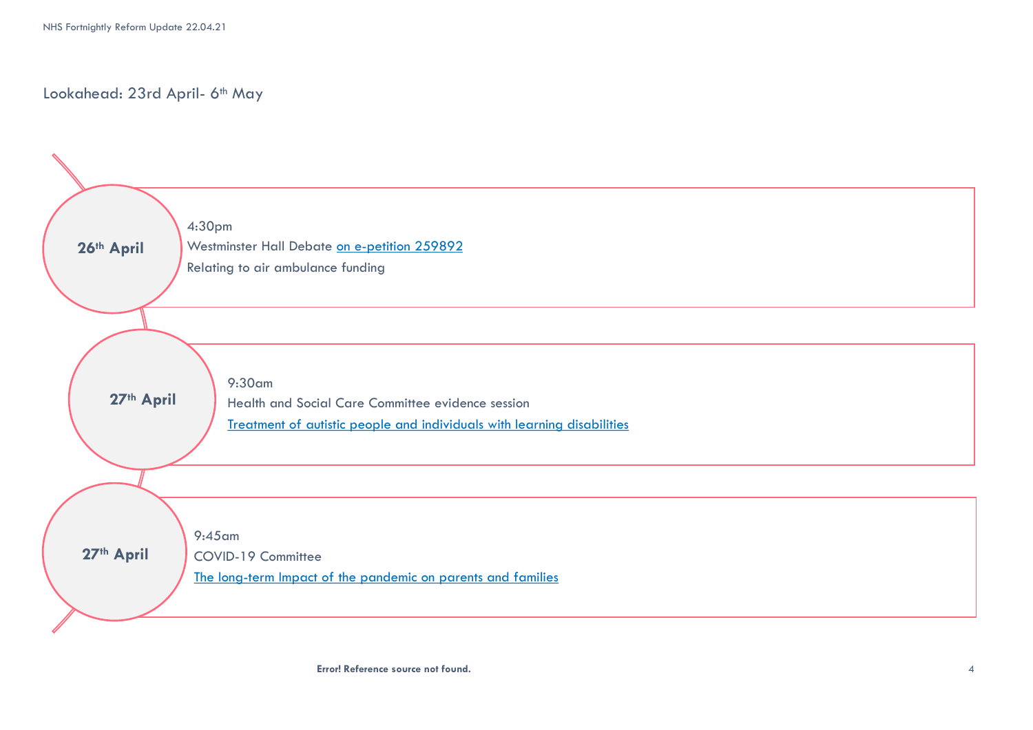## Lookahead: 23rd April- 6th May

**26th April**

4:30pm

Westminster Hall Debate on e-petition 259892

Relating to air ambulance funding

**27th April**

9:30am

Health and Social Care Committee evidence session

Treatment of autistic people and individuals with learning disabilities

**27th April**

9:45am

COVID-19 Committee

The long-term Impact of the pandemic on parents and families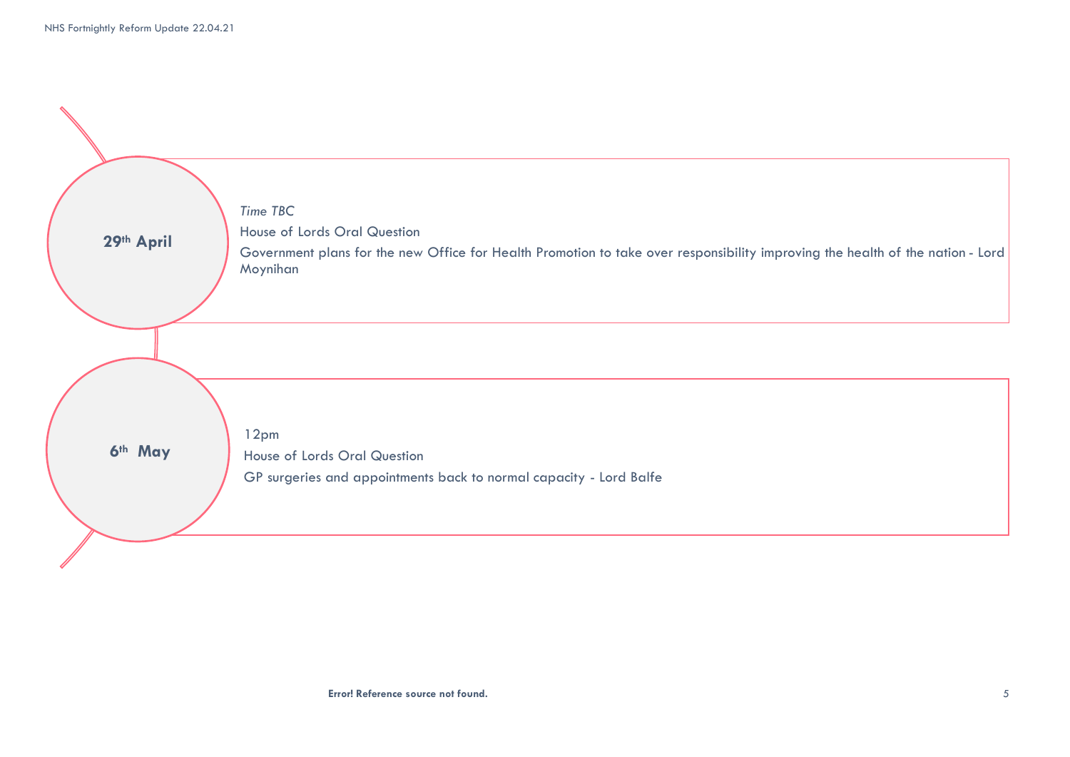**29th April**

*Time TBC*

House of Lords Oral Question

Government plans for the new Office for Health Promotion to take over responsibility improving the health of the nation - Lord Moynihan

**6th May**

12pm

House of Lords Oral Question

GP surgeries and appointments back to normal capacity - Lord Balfe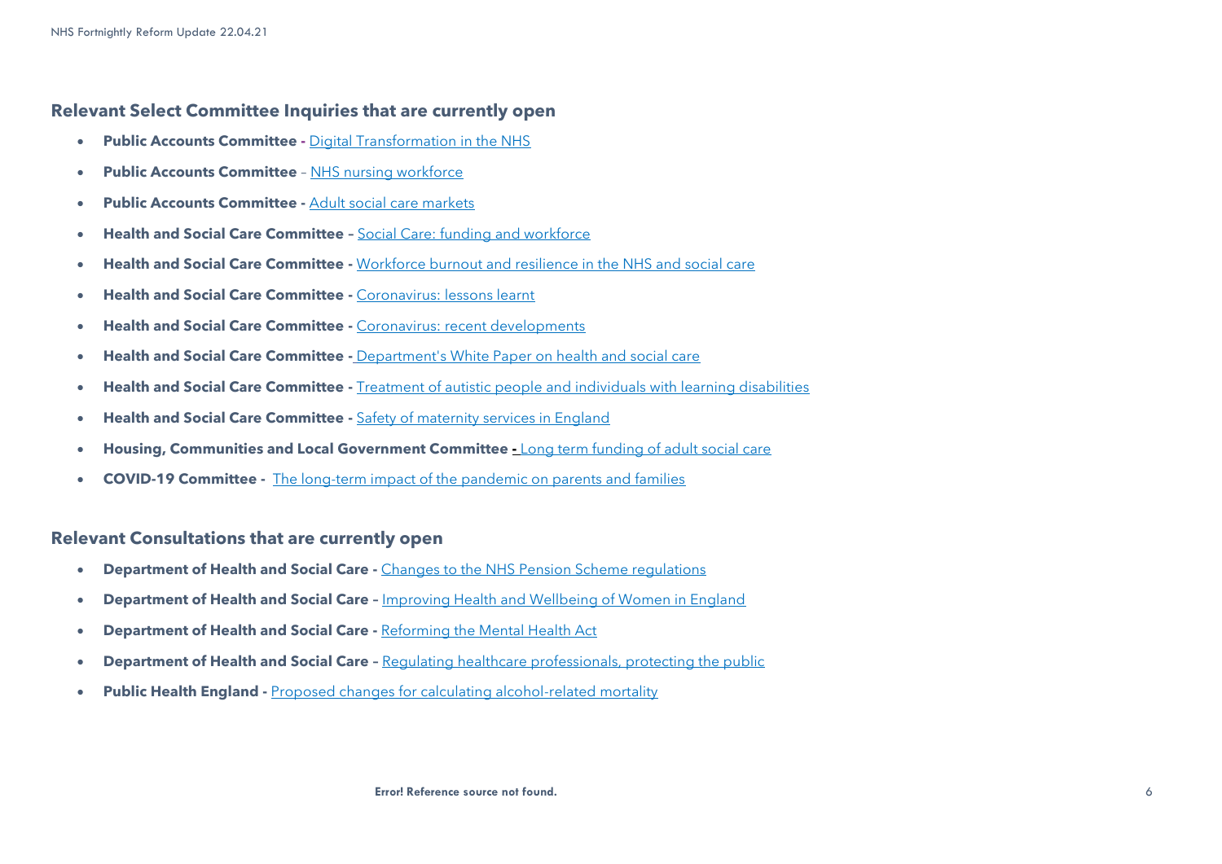## Relevant Select Committee Inquiries that are currently open

- **Public Accounts Committee -** Digital Transformation in the NHS
- **Public Accounts Committee** – NHS nursing workforce
- **Public Accounts Committee -** Adult social care markets
- **Health and Social Care Committee –** Social Care: funding and workforce
- **Health and Social Care Committee -** Workforce burnout and resilience in the NHS and social care
- **Health and Social Care Committee -** Coronavirus: lessons learnt
- **Health and Social Care Committee -** Coronavirus: recent developments
- **Health and Social Care Committee -** Department's White Paper on health and social care
- **Health and Social Care Committee -** Treatment of autistic people and individuals with learning disabilities
- **Health and Social Care Committee -** Safety of maternity services in England
- **Housing, Communities and Local Government Committee -** Long term funding of adult social care
- **COVID-19 Committee -** The long-term impact of the pandemic on parents and families

## Relevant Consultations that are currently open

- **Department of Health and Social Care -** Changes to the NHS Pension Scheme regulations
- **Department of Health and Social Care –** Improving Health and Wellbeing of Women in England
- **Department of Health and Social Care -** Reforming the Mental Health Act
- **Department of Health and Social Care –** Regulating healthcare professionals, protecting the public
- **Public Health England -** Proposed changes for calculating alcohol-related mortality

**Error! Reference source not found.**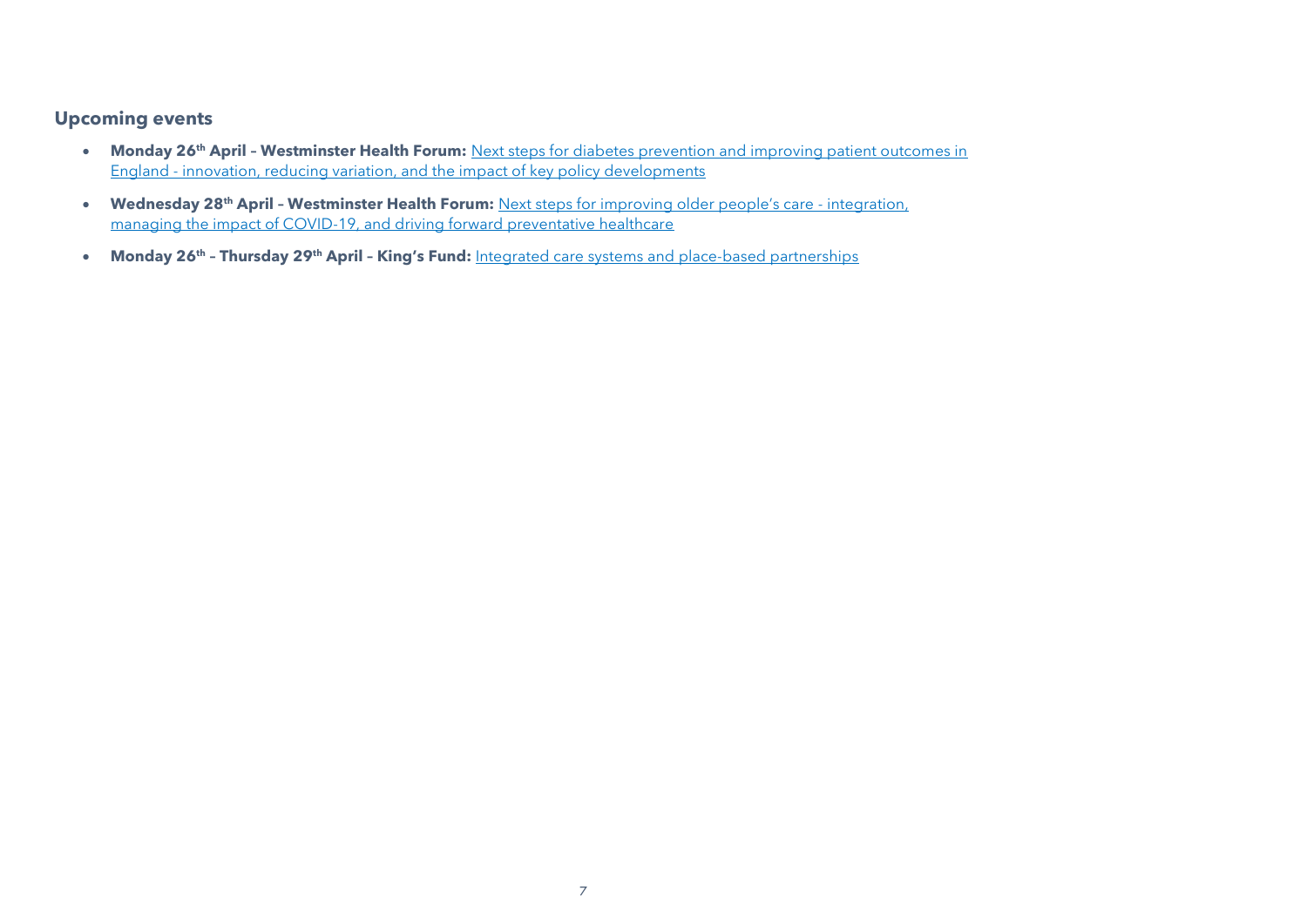## Upcoming events

- **Monday 26th April – Westminster Health Forum:** Next steps for diabetes prevention and improving patient outcomes in England - innovation, reducing variation, and the impact of key policy developments
- **Wednesday 28th April – Westminster Health Forum:** Next steps for improving older people's care - integration, managing the impact of COVID-19, and driving forward preventative healthcare
- **Monday 26th – Thursday 29th April – King's Fund:** Integrated care systems and place-based partnerships